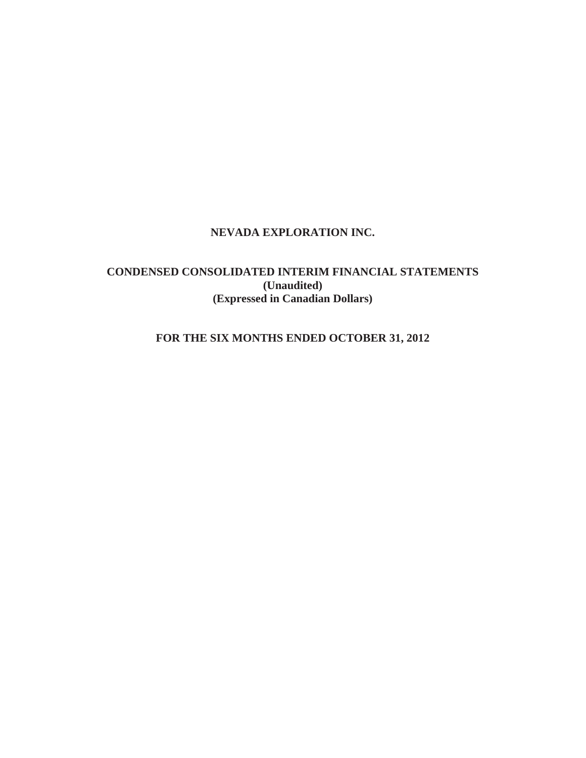# NEVADA EXPLORATION INC.

## CONDENSED CONSOLIDATED INTERIM FINANCIAL STATEMENTS
**(Unaudited)**
**(Expressed in Canadian Dollars)**

## FOR THE SIX MONTHS ENDED OCTOBER 31, 2012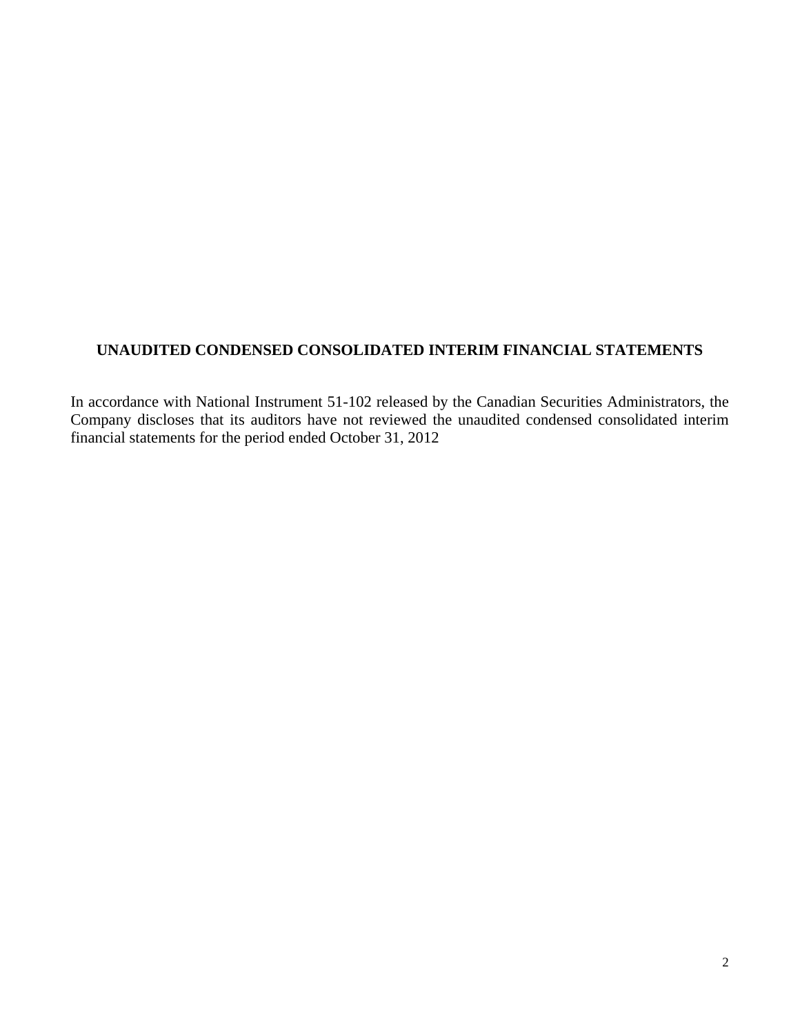**UNAUDITED CONDENSED CONSOLIDATED INTERIM FINANCIAL STATEMENTS**

In accordance with National Instrument 51-102 released by the Canadian Securities Administrators, the Company discloses that its auditors have not reviewed the unaudited condensed consolidated interim financial statements for the period ended October 31, 2012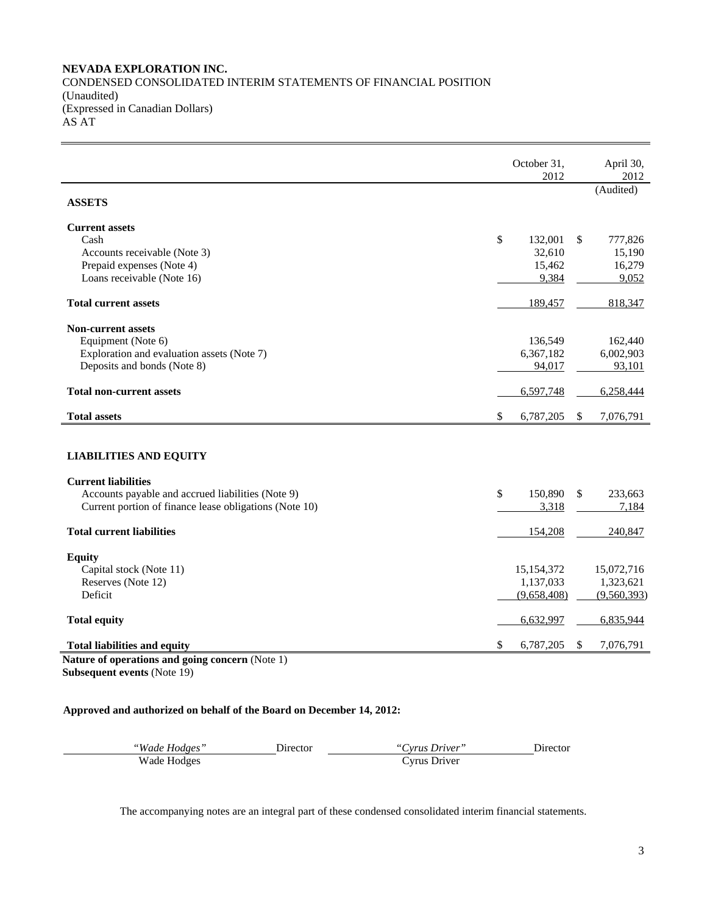**NEVADA EXPLORATION INC.**
CONDENSED CONSOLIDATED INTERIM STATEMENTS OF FINANCIAL POSITION
(Unaudited)
(Expressed in Canadian Dollars)
AS AT

| | October 31, 2012 | April 30, 2012 (Audited) |
|---|---|---|
| **ASSETS** | | |
| **Current assets** | | |
| Cash | $ 132,001 | $ 777,826 |
| Accounts receivable (Note 3) | 32,610 | 15,190 |
| Prepaid expenses (Note 4) | 15,462 | 16,279 |
| Loans receivable (Note 16) | 9,384 | 9,052 |
| **Total current assets** | 189,457 | 818,347 |
| **Non-current assets** | | |
| Equipment (Note 6) | 136,549 | 162,440 |
| Exploration and evaluation assets (Note 7) | 6,367,182 | 6,002,903 |
| Deposits and bonds (Note 8) | 94,017 | 93,101 |
| **Total non-current assets** | 6,597,748 | 6,258,444 |
| **Total assets** | $ 6,787,205 | $ 7,076,791 |
| **LIABILITIES AND EQUITY** | | |
| **Current liabilities** | | |
| Accounts payable and accrued liabilities (Note 9) | $ 150,890 | $ 233,663 |
| Current portion of finance lease obligations (Note 10) | 3,318 | 7,184 |
| **Total current liabilities** | 154,208 | 240,847 |
| **Equity** | | |
| Capital stock (Note 11) | 15,154,372 | 15,072,716 |
| Reserves (Note 12) | 1,137,033 | 1,323,621 |
| Deficit | (9,658,408) | (9,560,393) |
| **Total equity** | 6,632,997 | 6,835,944 |
| **Total liabilities and equity** | $ 6,787,205 | $ 7,076,791 |

**Nature of operations and going concern** (Note 1)
**Subsequent events** (Note 19)

**Approved and authorized on behalf of the Board on December 14, 2012:**

| *"Wade Hodges"* | Director | *"Cyrus Driver"* | Director |
|---|---|---|---|
| Wade Hodges | | Cyrus Driver | |

The accompanying notes are an integral part of these condensed consolidated interim financial statements.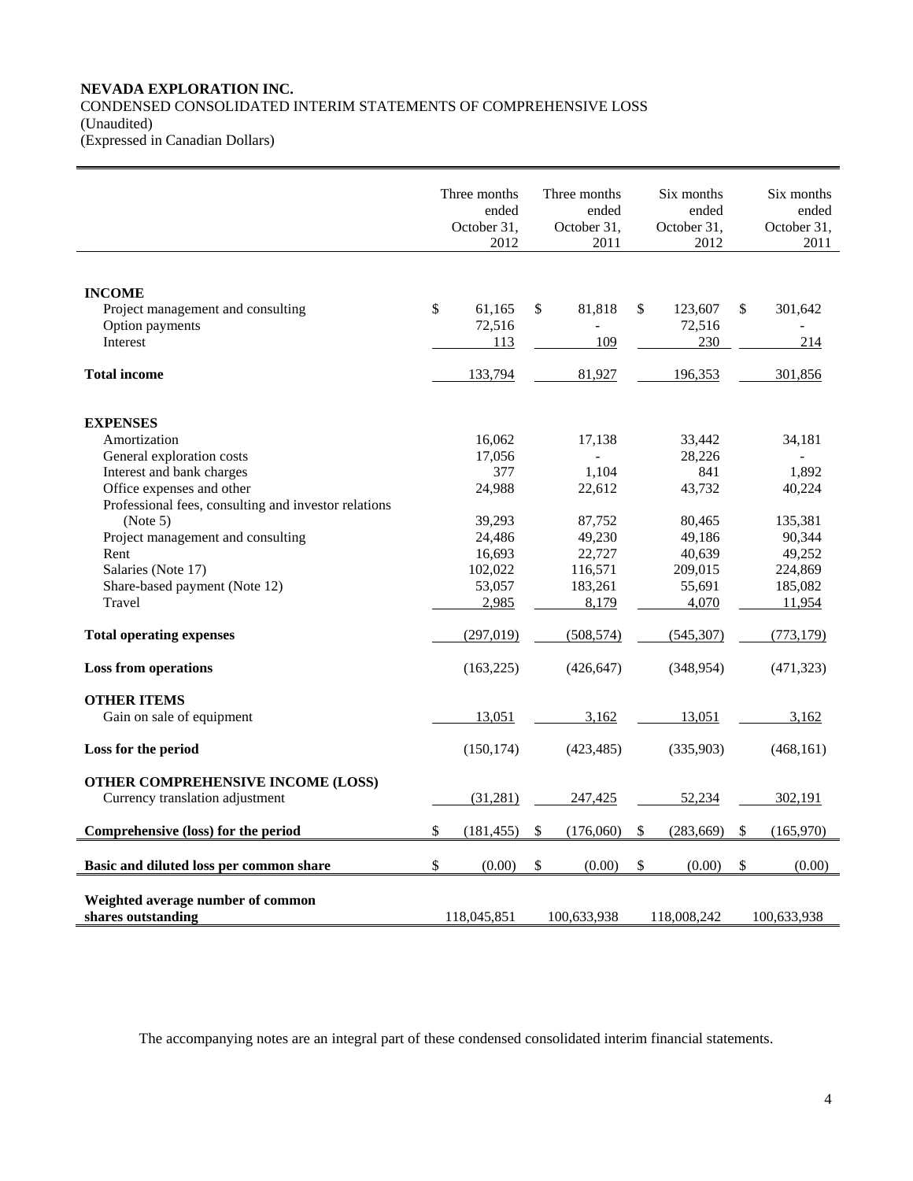**NEVADA EXPLORATION INC.**
CONDENSED CONSOLIDATED INTERIM STATEMENTS OF COMPREHENSIVE LOSS
(Unaudited)
(Expressed in Canadian Dollars)

| | Three months ended October 31, 2012 | Three months ended October 31, 2011 | Six months ended October 31, 2012 | Six months ended October 31, 2011 |
|---|---|---|---|---|
| **INCOME** | | | | |
| Project management and consulting | $ 61,165 | $ 81,818 | $ 123,607 | $ 301,642 |
| Option payments | 72,516 | - | 72,516 | - |
| Interest | 113 | 109 | 230 | 214 |
| **Total income** | 133,794 | 81,927 | 196,353 | 301,856 |
| **EXPENSES** | | | | |
| Amortization | 16,062 | 17,138 | 33,442 | 34,181 |
| General exploration costs | 17,056 | - | 28,226 | - |
| Interest and bank charges | 377 | 1,104 | 841 | 1,892 |
| Office expenses and other | 24,988 | 22,612 | 43,732 | 40,224 |
| Professional fees, consulting and investor relations (Note 5) | 39,293 | 87,752 | 80,465 | 135,381 |
| Project management and consulting | 24,486 | 49,230 | 49,186 | 90,344 |
| Rent | 16,693 | 22,727 | 40,639 | 49,252 |
| Salaries (Note 17) | 102,022 | 116,571 | 209,015 | 224,869 |
| Share-based payment (Note 12) | 53,057 | 183,261 | 55,691 | 185,082 |
| Travel | 2,985 | 8,179 | 4,070 | 11,954 |
| **Total operating expenses** | (297,019) | (508,574) | (545,307) | (773,179) |
| **Loss from operations** | (163,225) | (426,647) | (348,954) | (471,323) |
| **OTHER ITEMS** | | | | |
| Gain on sale of equipment | 13,051 | 3,162 | 13,051 | 3,162 |
| **Loss for the period** | (150,174) | (423,485) | (335,903) | (468,161) |
| **OTHER COMPREHENSIVE INCOME (LOSS)** | | | | |
| Currency translation adjustment | (31,281) | 247,425 | 52,234 | 302,191 |
| **Comprehensive (loss) for the period** | $ (181,455) | $ (176,060) | $ (283,669) | $ (165,970) |
| **Basic and diluted loss per common share** | $ (0.00) | $ (0.00) | $ (0.00) | $ (0.00) |
| **Weighted average number of common shares outstanding** | 118,045,851 | 100,633,938 | 118,008,242 | 100,633,938 |

The accompanying notes are an integral part of these condensed consolidated interim financial statements.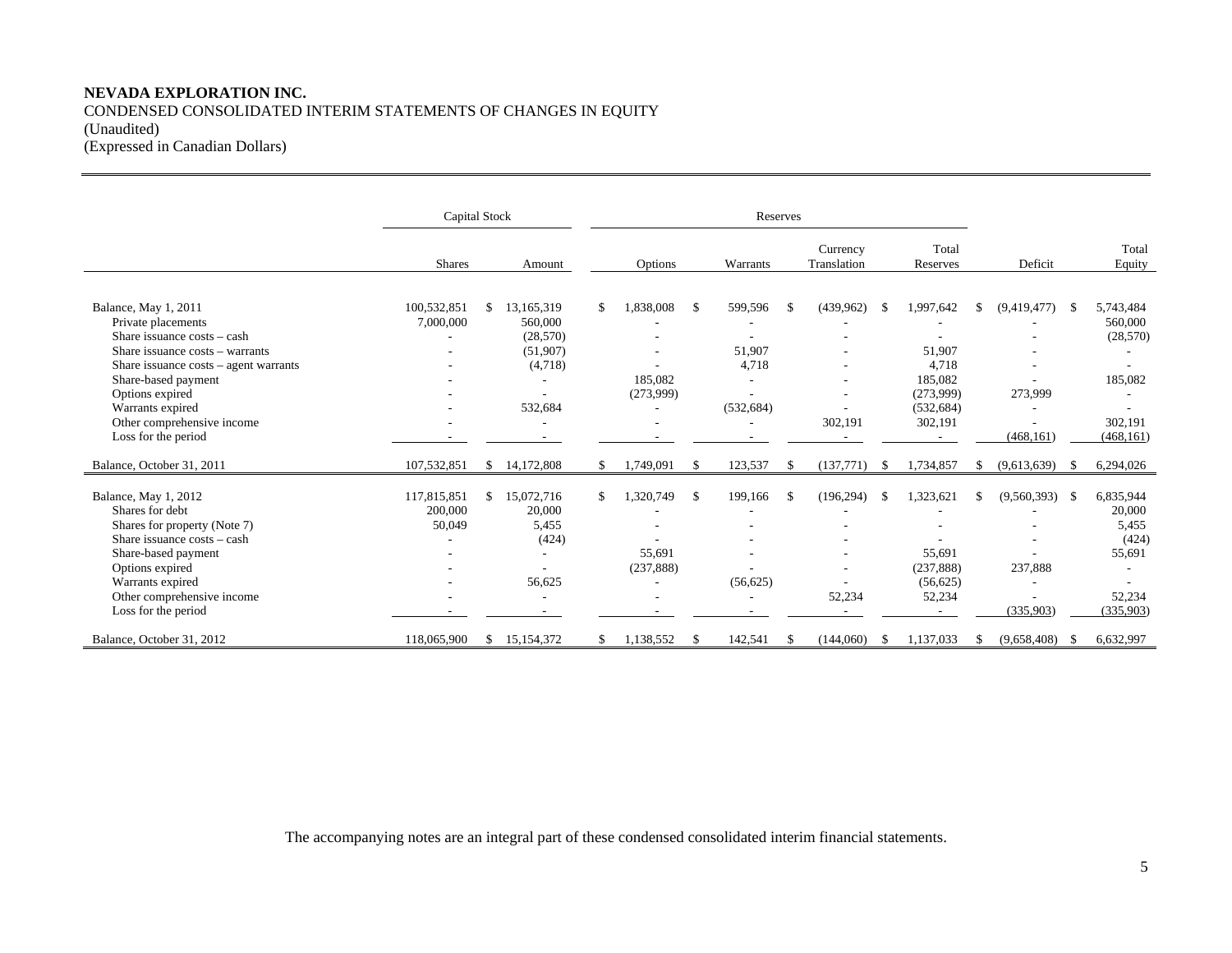**NEVADA EXPLORATION INC.**
CONDENSED CONSOLIDATED INTERIM STATEMENTS OF CHANGES IN EQUITY
(Unaudited)
(Expressed in Canadian Dollars)

| | Capital Stock | | Reserves | | | | | |
|---|---|---|---|---|---|---|---|---|
| | Shares | Amount | Options | Warrants | Currency Translation | Total Reserves | Deficit | Total Equity |
| Balance, May 1, 2011 | 100,532,851 | $ 13,165,319 | $ 1,838,008 | $ 599,596 | $ (439,962) | $ 1,997,642 | $ (9,419,477) | $ 5,743,484 |
| Private placements | 7,000,000 | 560,000 | - | - | - | - | - | 560,000 |
| Share issuance costs – cash | - | (28,570) | - | - | - | - | - | (28,570) |
| Share issuance costs – warrants | - | (51,907) | - | 51,907 | - | 51,907 | - | - |
| Share issuance costs – agent warrants | - | (4,718) | - | 4,718 | - | 4,718 | - | - |
| Share-based payment | - | - | 185,082 | - | - | 185,082 | - | 185,082 |
| Options expired | - | - | (273,999) | - | - | (273,999) | 273,999 | - |
| Warrants expired | - | 532,684 | - | (532,684) | - | (532,684) | - | - |
| Other comprehensive income | - | - | - | - | 302,191 | 302,191 | - | 302,191 |
| Loss for the period | - | - | - | - | - | - | (468,161) | (468,161) |
| Balance, October 31, 2011 | 107,532,851 | $ 14,172,808 | $ 1,749,091 | $ 123,537 | $ (137,771) | $ 1,734,857 | $ (9,613,639) | $ 6,294,026 |
| Balance, May 1, 2012 | 117,815,851 | $ 15,072,716 | $ 1,320,749 | $ 199,166 | $ (196,294) | $ 1,323,621 | $ (9,560,393) | $ 6,835,944 |
| Shares for debt | 200,000 | 20,000 | - | - | - | - | - | 20,000 |
| Shares for property (Note 7) | 50,049 | 5,455 | - | - | - | - | - | 5,455 |
| Share issuance costs – cash | - | (424) | - | - | - | - | - | (424) |
| Share-based payment | - | - | 55,691 | - | - | 55,691 | - | 55,691 |
| Options expired | - | - | (237,888) | - | - | (237,888) | 237,888 | - |
| Warrants expired | - | 56,625 | - | (56,625) | - | (56,625) | - | - |
| Other comprehensive income | - | - | - | - | 52,234 | 52,234 | - | 52,234 |
| Loss for the period | - | - | - | - | - | - | (335,903) | (335,903) |
| Balance, October 31, 2012 | 118,065,900 | $ 15,154,372 | $ 1,138,552 | $ 142,541 | $ (144,060) | $ 1,137,033 | $ (9,658,408) | $ 6,632,997 |

The accompanying notes are an integral part of these condensed consolidated interim financial statements.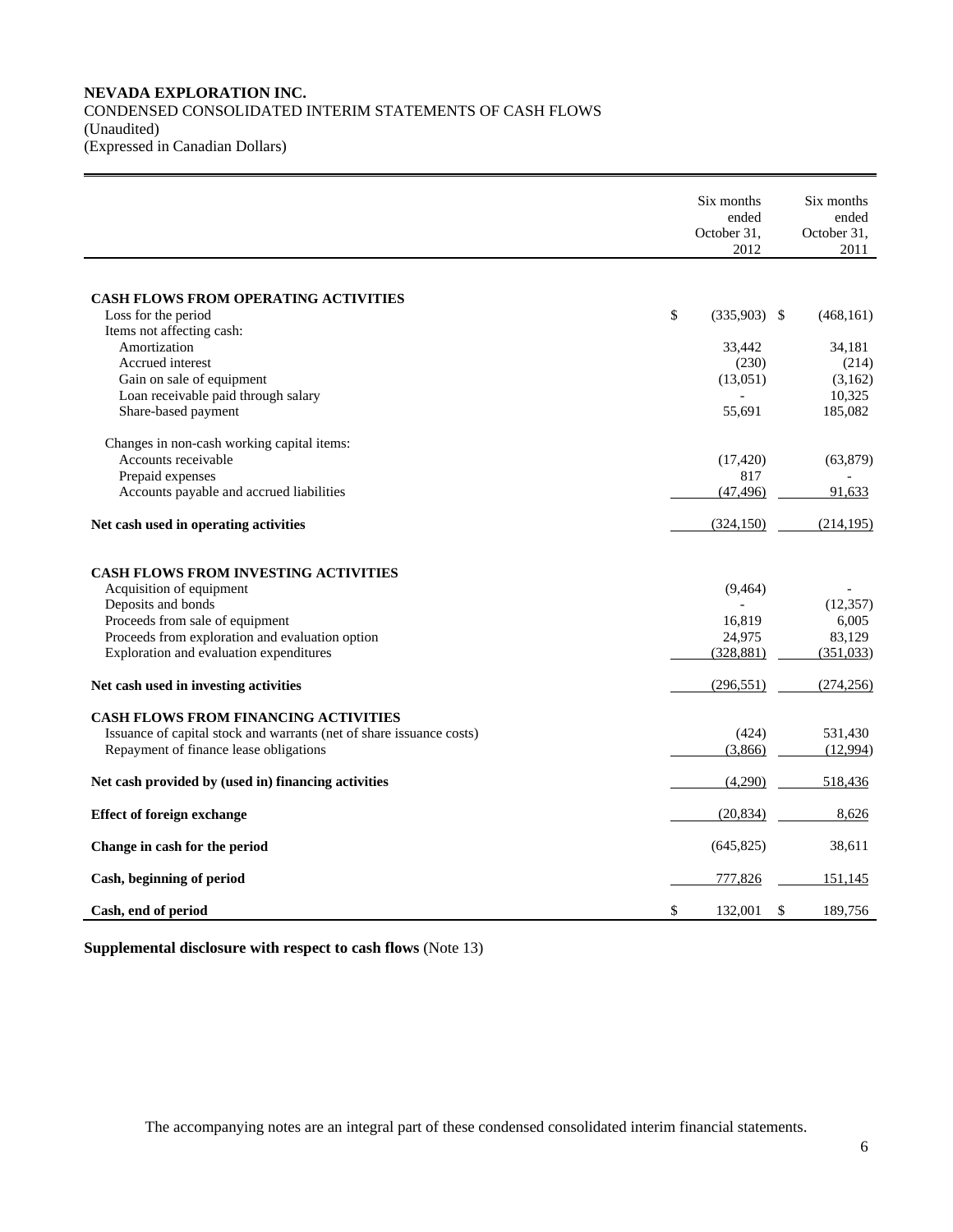**NEVADA EXPLORATION INC.**
CONDENSED CONSOLIDATED INTERIM STATEMENTS OF CASH FLOWS
(Unaudited)
(Expressed in Canadian Dollars)

| | Six months ended October 31, 2012 | Six months ended October 31, 2011 |
|---|---|---|
| **CASH FLOWS FROM OPERATING ACTIVITIES** | | |
| Loss for the period | $ (335,903) | $ (468,161) |
| Items not affecting cash: | | |
| Amortization | 33,442 | 34,181 |
| Accrued interest | (230) | (214) |
| Gain on sale of equipment | (13,051) | (3,162) |
| Loan receivable paid through salary | - | 10,325 |
| Share-based payment | 55,691 | 185,082 |
| Changes in non-cash working capital items: | | |
| Accounts receivable | (17,420) | (63,879) |
| Prepaid expenses | 817 | - |
| Accounts payable and accrued liabilities | (47,496) | 91,633 |
| **Net cash used in operating activities** | (324,150) | (214,195) |
| **CASH FLOWS FROM INVESTING ACTIVITIES** | | |
| Acquisition of equipment | (9,464) | - |
| Deposits and bonds | - | (12,357) |
| Proceeds from sale of equipment | 16,819 | 6,005 |
| Proceeds from exploration and evaluation option | 24,975 | 83,129 |
| Exploration and evaluation expenditures | (328,881) | (351,033) |
| **Net cash used in investing activities** | (296,551) | (274,256) |
| **CASH FLOWS FROM FINANCING ACTIVITIES** | | |
| Issuance of capital stock and warrants (net of share issuance costs) | (424) | 531,430 |
| Repayment of finance lease obligations | (3,866) | (12,994) |
| **Net cash provided by (used in) financing activities** | (4,290) | 518,436 |
| **Effect of foreign exchange** | (20,834) | 8,626 |
| **Change in cash for the period** | (645,825) | 38,611 |
| **Cash, beginning of period** | 777,826 | 151,145 |
| **Cash, end of period** | $ 132,001 | $ 189,756 |

**Supplemental disclosure with respect to cash flows** (Note 13)

The accompanying notes are an integral part of these condensed consolidated interim financial statements.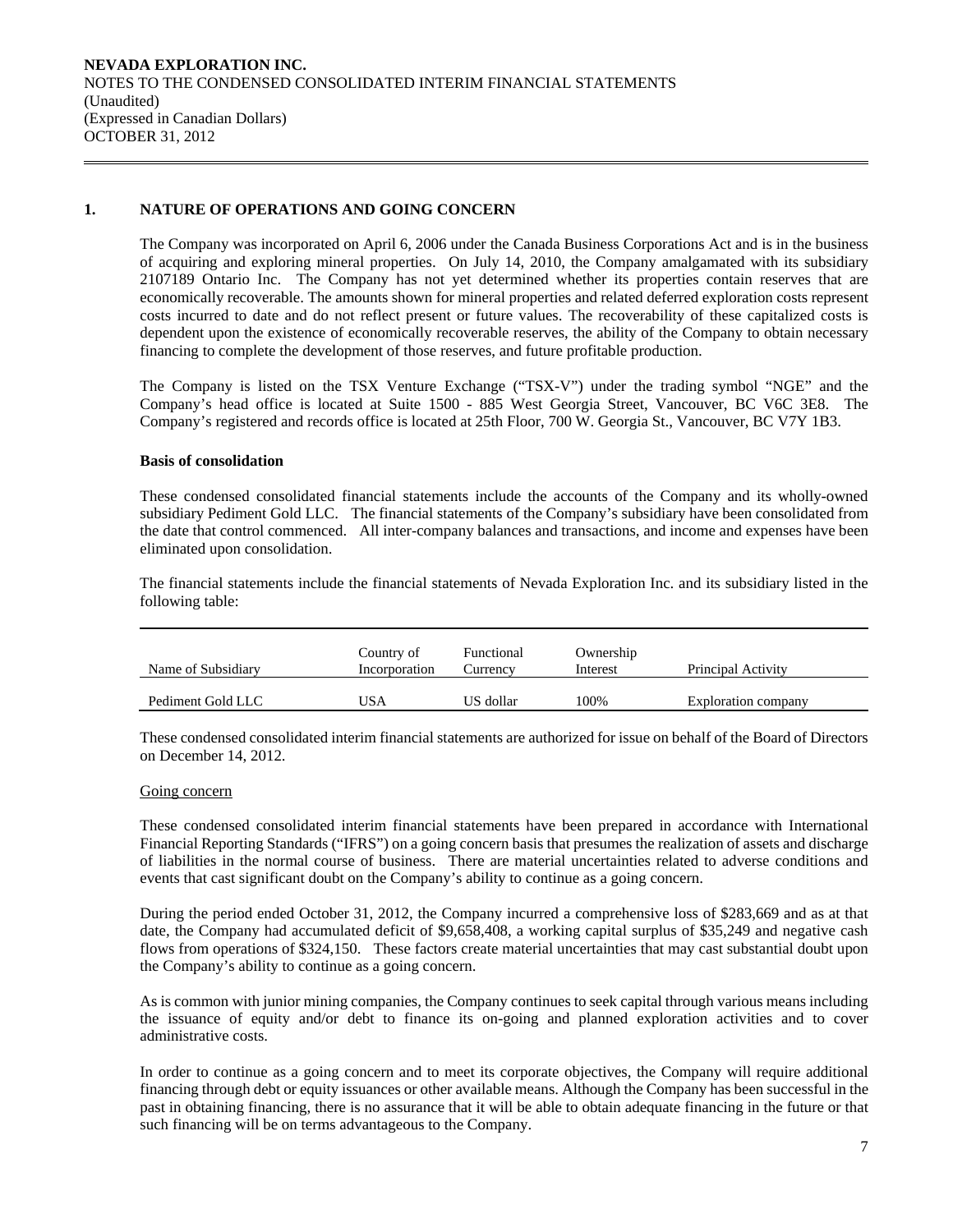## 1. NATURE OF OPERATIONS AND GOING CONCERN

The Company was incorporated on April 6, 2006 under the Canada Business Corporations Act and is in the business of acquiring and exploring mineral properties. On July 14, 2010, the Company amalgamated with its subsidiary 2107189 Ontario Inc. The Company has not yet determined whether its properties contain reserves that are economically recoverable. The amounts shown for mineral properties and related deferred exploration costs represent costs incurred to date and do not reflect present or future values. The recoverability of these capitalized costs is dependent upon the existence of economically recoverable reserves, the ability of the Company to obtain necessary financing to complete the development of those reserves, and future profitable production.

The Company is listed on the TSX Venture Exchange ("TSX-V") under the trading symbol "NGE" and the Company's head office is located at Suite 1500 - 885 West Georgia Street, Vancouver, BC V6C 3E8. The Company's registered and records office is located at 25th Floor, 700 W. Georgia St., Vancouver, BC V7Y 1B3.

**Basis of consolidation**

These condensed consolidated financial statements include the accounts of the Company and its wholly-owned subsidiary Pediment Gold LLC. The financial statements of the Company's subsidiary have been consolidated from the date that control commenced. All inter-company balances and transactions, and income and expenses have been eliminated upon consolidation.

The financial statements include the financial statements of Nevada Exploration Inc. and its subsidiary listed in the following table:

| Name of Subsidiary | Country of Incorporation | Functional Currency | Ownership Interest | Principal Activity |
|---|---|---|---|---|
| Pediment Gold LLC | USA | US dollar | 100% | Exploration company |

These condensed consolidated interim financial statements are authorized for issue on behalf of the Board of Directors on December 14, 2012.

Going concern

These condensed consolidated interim financial statements have been prepared in accordance with International Financial Reporting Standards ("IFRS") on a going concern basis that presumes the realization of assets and discharge of liabilities in the normal course of business. There are material uncertainties related to adverse conditions and events that cast significant doubt on the Company's ability to continue as a going concern.

During the period ended October 31, 2012, the Company incurred a comprehensive loss of $283,669 and as at that date, the Company had accumulated deficit of $9,658,408, a working capital surplus of $35,249 and negative cash flows from operations of $324,150. These factors create material uncertainties that may cast substantial doubt upon the Company's ability to continue as a going concern.

As is common with junior mining companies, the Company continues to seek capital through various means including the issuance of equity and/or debt to finance its on-going and planned exploration activities and to cover administrative costs.

In order to continue as a going concern and to meet its corporate objectives, the Company will require additional financing through debt or equity issuances or other available means. Although the Company has been successful in the past in obtaining financing, there is no assurance that it will be able to obtain adequate financing in the future or that such financing will be on terms advantageous to the Company.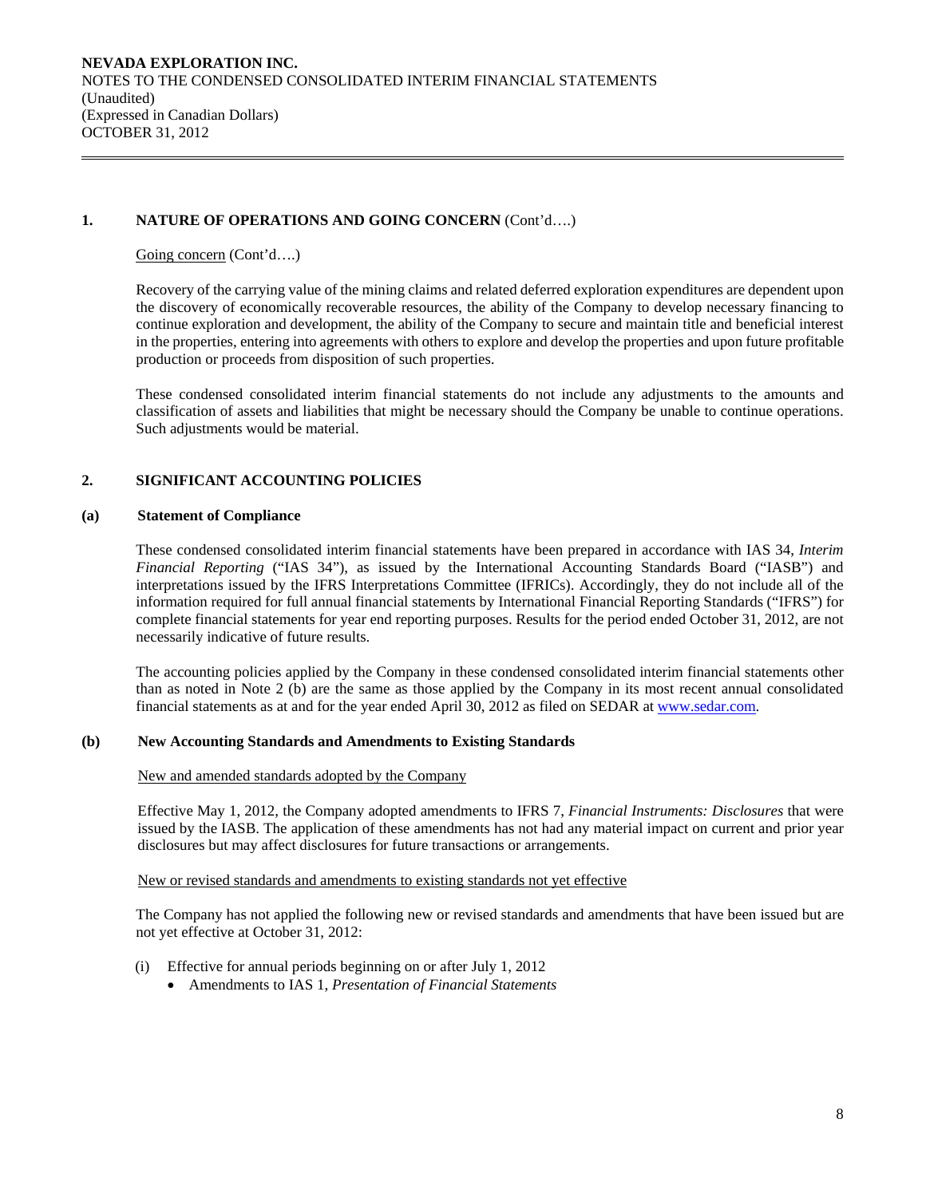## 1. NATURE OF OPERATIONS AND GOING CONCERN (Cont'd….)

Going concern (Cont'd….)

Recovery of the carrying value of the mining claims and related deferred exploration expenditures are dependent upon the discovery of economically recoverable resources, the ability of the Company to develop necessary financing to continue exploration and development, the ability of the Company to secure and maintain title and beneficial interest in the properties, entering into agreements with others to explore and develop the properties and upon future profitable production or proceeds from disposition of such properties.

These condensed consolidated interim financial statements do not include any adjustments to the amounts and classification of assets and liabilities that might be necessary should the Company be unable to continue operations. Such adjustments would be material.

## 2. SIGNIFICANT ACCOUNTING POLICIES

### (a) Statement of Compliance

These condensed consolidated interim financial statements have been prepared in accordance with IAS 34, *Interim Financial Reporting* ("IAS 34"), as issued by the International Accounting Standards Board ("IASB") and interpretations issued by the IFRS Interpretations Committee (IFRICs). Accordingly, they do not include all of the information required for full annual financial statements by International Financial Reporting Standards ("IFRS") for complete financial statements for year end reporting purposes. Results for the period ended October 31, 2012, are not necessarily indicative of future results.

The accounting policies applied by the Company in these condensed consolidated interim financial statements other than as noted in Note 2 (b) are the same as those applied by the Company in its most recent annual consolidated financial statements as at and for the year ended April 30, 2012 as filed on SEDAR at www.sedar.com.

### (b) New Accounting Standards and Amendments to Existing Standards

New and amended standards adopted by the Company

Effective May 1, 2012, the Company adopted amendments to IFRS 7, *Financial Instruments: Disclosures* that were issued by the IASB. The application of these amendments has not had any material impact on current and prior year disclosures but may affect disclosures for future transactions or arrangements.

New or revised standards and amendments to existing standards not yet effective

The Company has not applied the following new or revised standards and amendments that have been issued but are not yet effective at October 31, 2012:

(i) Effective for annual periods beginning on or after July 1, 2012
- Amendments to IAS 1, *Presentation of Financial Statements*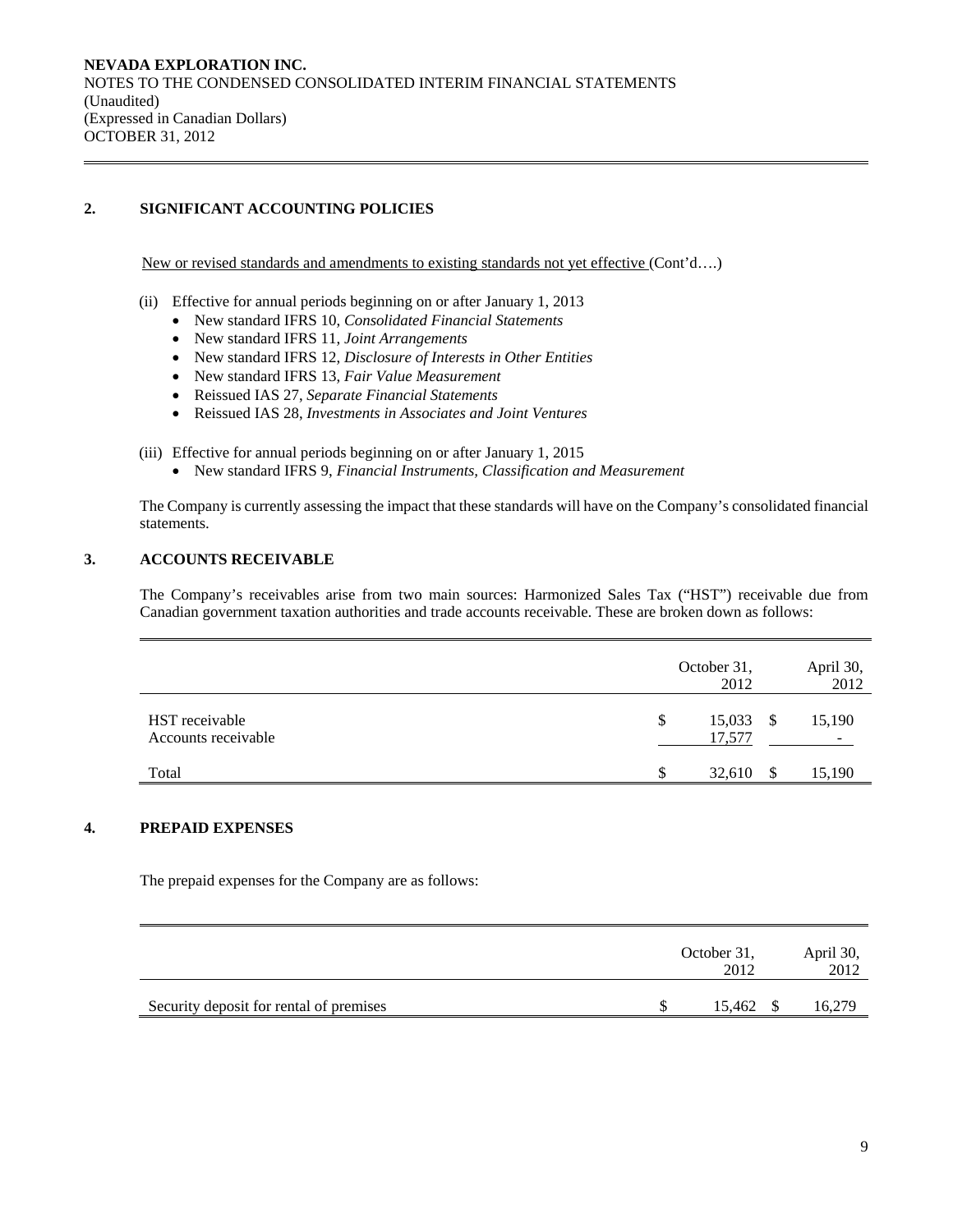## 2. SIGNIFICANT ACCOUNTING POLICIES

New or revised standards and amendments to existing standards not yet effective (Cont'd….)

(ii) Effective for annual periods beginning on or after January 1, 2013

- New standard IFRS 10, *Consolidated Financial Statements*
- New standard IFRS 11, *Joint Arrangements*
- New standard IFRS 12, *Disclosure of Interests in Other Entities*
- New standard IFRS 13, *Fair Value Measurement*
- Reissued IAS 27, *Separate Financial Statements*
- Reissued IAS 28, *Investments in Associates and Joint Ventures*

(iii) Effective for annual periods beginning on or after January 1, 2015

- New standard IFRS 9, *Financial Instruments, Classification and Measurement*

The Company is currently assessing the impact that these standards will have on the Company's consolidated financial statements.

## 3. ACCOUNTS RECEIVABLE

The Company's receivables arise from two main sources: Harmonized Sales Tax ("HST") receivable due from Canadian government taxation authorities and trade accounts receivable. These are broken down as follows:

| | October 31, 2012 | April 30, 2012 |
|---|---|---|
| HST receivable | $ 15,033 | $ 15,190 |
| Accounts receivable | 17,577 | - |
| Total | $ 32,610 | $ 15,190 |

## 4. PREPAID EXPENSES

The prepaid expenses for the Company are as follows:

| | October 31, 2012 | April 30, 2012 |
|---|---|---|
| Security deposit for rental of premises | $ 15,462 | $ 16,279 |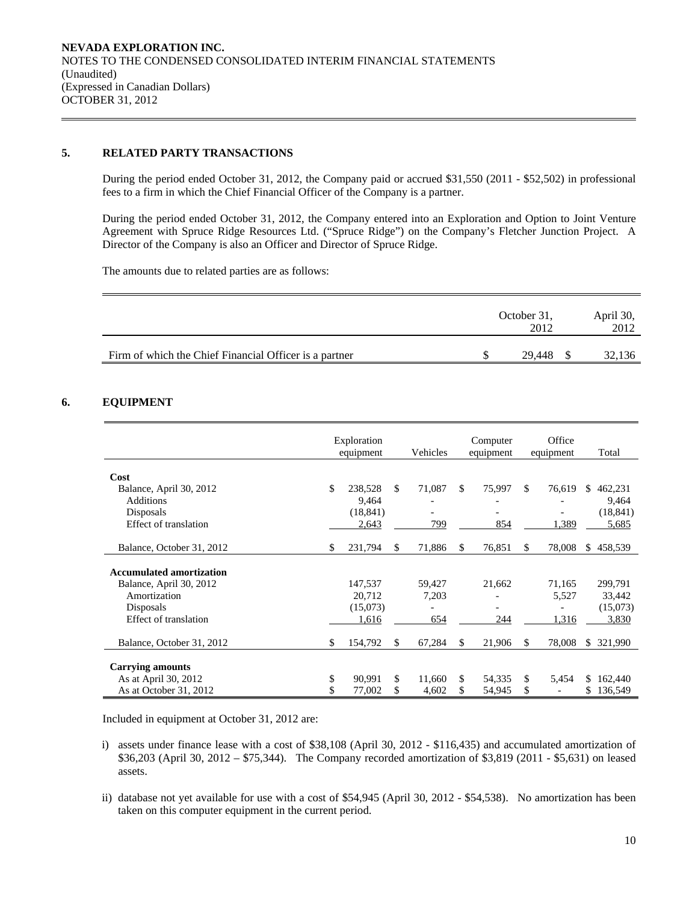**NEVADA EXPLORATION INC.**
NOTES TO THE CONDENSED CONSOLIDATED INTERIM FINANCIAL STATEMENTS
(Unaudited)
(Expressed in Canadian Dollars)
OCTOBER 31, 2012

## 5. RELATED PARTY TRANSACTIONS

During the period ended October 31, 2012, the Company paid or accrued $31,550 (2011 - $52,502) in professional fees to a firm in which the Chief Financial Officer of the Company is a partner.

During the period ended October 31, 2012, the Company entered into an Exploration and Option to Joint Venture Agreement with Spruce Ridge Resources Ltd. ("Spruce Ridge") on the Company's Fletcher Junction Project. A Director of the Company is also an Officer and Director of Spruce Ridge.

The amounts due to related parties are as follows:

| | October 31, 2012 | April 30, 2012 |
|---|---|---|
| Firm of which the Chief Financial Officer is a partner | $ 29,448 | $ 32,136 |

## 6. EQUIPMENT

| | Exploration equipment | Vehicles | Computer equipment | Office equipment | Total |
|---|---|---|---|---|---|
| **Cost** | | | | | |
| Balance, April 30, 2012 | $ 238,528 | $ 71,087 | $ 75,997 | $ 76,619 | $ 462,231 |
| Additions | 9,464 | - | - | - | 9,464 |
| Disposals | (18,841) | - | - | - | (18,841) |
| Effect of translation | 2,643 | 799 | 854 | 1,389 | 5,685 |
| Balance, October 31, 2012 | $ 231,794 | $ 71,886 | $ 76,851 | $ 78,008 | $ 458,539 |
| **Accumulated amortization** | | | | | |
| Balance, April 30, 2012 | 147,537 | 59,427 | 21,662 | 71,165 | 299,791 |
| Amortization | 20,712 | 7,203 | - | 5,527 | 33,442 |
| Disposals | (15,073) | - | - | - | (15,073) |
| Effect of translation | 1,616 | 654 | 244 | 1,316 | 3,830 |
| Balance, October 31, 2012 | $ 154,792 | $ 67,284 | $ 21,906 | $ 78,008 | $ 321,990 |
| **Carrying amounts** | | | | | |
| As at April 30, 2012 | $ 90,991 | $ 11,660 | $ 54,335 | $ 5,454 | $ 162,440 |
| As at October 31, 2012 | $ 77,002 | $ 4,602 | $ 54,945 | $ - | $ 136,549 |

Included in equipment at October 31, 2012 are:

i) assets under finance lease with a cost of $38,108 (April 30, 2012 - $116,435) and accumulated amortization of $36,203 (April 30, 2012 – $75,344). The Company recorded amortization of $3,819 (2011 - $5,631) on leased assets.

ii) database not yet available for use with a cost of $54,945 (April 30, 2012 - $54,538). No amortization has been taken on this computer equipment in the current period.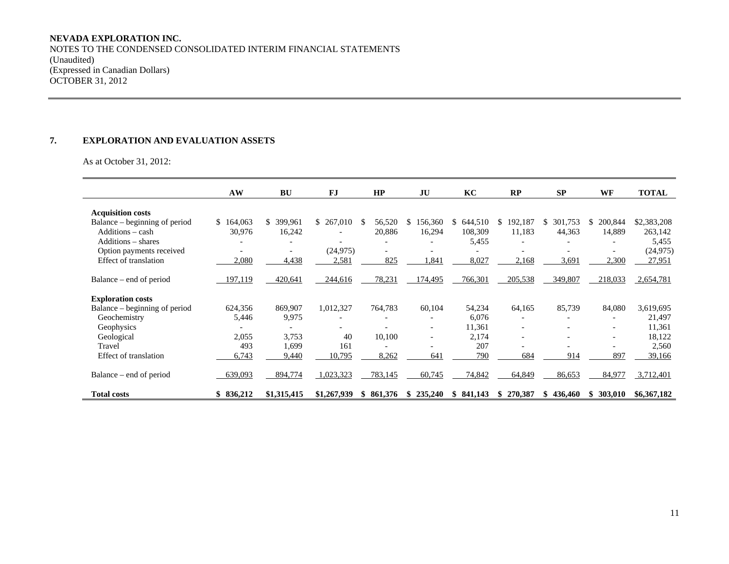**NEVADA EXPLORATION INC.**
NOTES TO THE CONDENSED CONSOLIDATED INTERIM FINANCIAL STATEMENTS
(Unaudited)
(Expressed in Canadian Dollars)
OCTOBER 31, 2012

## 7. EXPLORATION AND EVALUATION ASSETS

As at October 31, 2012:

| | AW | BU | FJ | HP | JU | KC | RP | SP | WF | TOTAL |
|---|---|---|---|---|---|---|---|---|---|---|
| **Acquisition costs** | | | | | | | | | | |
| Balance – beginning of period | $ 164,063 | $ 399,961 | $ 267,010 | $ 56,520 | $ 156,360 | $ 644,510 | $ 192,187 | $ 301,753 | $ 200,844 | $2,383,208 |
| Additions – cash | 30,976 | 16,242 | - | 20,886 | 16,294 | 108,309 | 11,183 | 44,363 | 14,889 | 263,142 |
| Additions – shares | - | - | - | - | - | 5,455 | - | - | - | 5,455 |
| Option payments received | - | - | (24,975) | - | - | - | - | - | - | (24,975) |
| Effect of translation | 2,080 | 4,438 | 2,581 | 825 | 1,841 | 8,027 | 2,168 | 3,691 | 2,300 | 27,951 |
| Balance – end of period | 197,119 | 420,641 | 244,616 | 78,231 | 174,495 | 766,301 | 205,538 | 349,807 | 218,033 | 2,654,781 |
| **Exploration costs** | | | | | | | | | | |
| Balance – beginning of period | 624,356 | 869,907 | 1,012,327 | 764,783 | 60,104 | 54,234 | 64,165 | 85,739 | 84,080 | 3,619,695 |
| Geochemistry | 5,446 | 9,975 | - | - | - | 6,076 | - | - | - | 21,497 |
| Geophysics | - | - | - | - | - | 11,361 | - | - | - | 11,361 |
| Geological | 2,055 | 3,753 | 40 | 10,100 | - | 2,174 | - | - | - | 18,122 |
| Travel | 493 | 1,699 | 161 | - | - | 207 | - | - | - | 2,560 |
| Effect of translation | 6,743 | 9,440 | 10,795 | 8,262 | 641 | 790 | 684 | 914 | 897 | 39,166 |
| Balance – end of period | 639,093 | 894,774 | 1,023,323 | 783,145 | 60,745 | 74,842 | 64,849 | 86,653 | 84,977 | 3,712,401 |
| **Total costs** | **$ 836,212** | **$1,315,415** | **$1,267,939** | **$ 861,376** | **$ 235,240** | **$ 841,143** | **$ 270,387** | **$ 436,460** | **$ 303,010** | **$6,367,182** |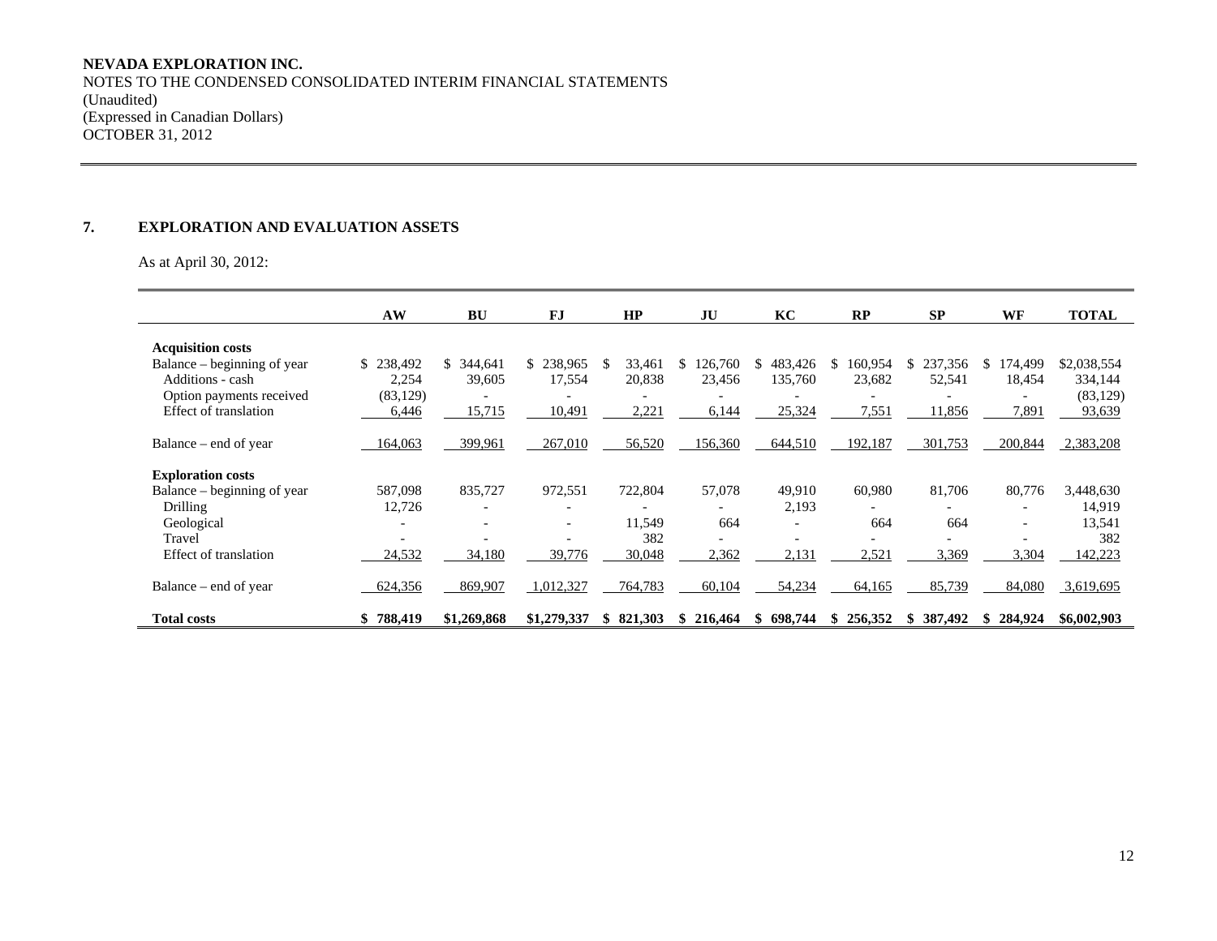**NEVADA EXPLORATION INC.**
NOTES TO THE CONDENSED CONSOLIDATED INTERIM FINANCIAL STATEMENTS
(Unaudited)
(Expressed in Canadian Dollars)
OCTOBER 31, 2012

## 7. EXPLORATION AND EVALUATION ASSETS

As at April 30, 2012:

| | AW | BU | FJ | HP | JU | KC | RP | SP | WF | TOTAL |
|---|---|---|---|---|---|---|---|---|---|---|
| **Acquisition costs** | | | | | | | | | | |
| Balance – beginning of year | $ 238,492 | $ 344,641 | $ 238,965 | $ 33,461 | $ 126,760 | $ 483,426 | $ 160,954 | $ 237,356 | $ 174,499 | $2,038,554 |
| Additions - cash | 2,254 | 39,605 | 17,554 | 20,838 | 23,456 | 135,760 | 23,682 | 52,541 | 18,454 | 334,144 |
| Option payments received | (83,129) | - | - | - | - | - | - | - | - | (83,129) |
| Effect of translation | 6,446 | 15,715 | 10,491 | 2,221 | 6,144 | 25,324 | 7,551 | 11,856 | 7,891 | 93,639 |
| Balance – end of year | 164,063 | 399,961 | 267,010 | 56,520 | 156,360 | 644,510 | 192,187 | 301,753 | 200,844 | 2,383,208 |
| **Exploration costs** | | | | | | | | | | |
| Balance – beginning of year | 587,098 | 835,727 | 972,551 | 722,804 | 57,078 | 49,910 | 60,980 | 81,706 | 80,776 | 3,448,630 |
| Drilling | 12,726 | - | - | - | - | 2,193 | - | - | - | 14,919 |
| Geological | - | - | - | 11,549 | 664 | - | 664 | 664 | - | 13,541 |
| Travel | - | - | - | 382 | - | - | - | - | - | 382 |
| Effect of translation | 24,532 | 34,180 | 39,776 | 30,048 | 2,362 | 2,131 | 2,521 | 3,369 | 3,304 | 142,223 |
| Balance – end of year | 624,356 | 869,907 | 1,012,327 | 764,783 | 60,104 | 54,234 | 64,165 | 85,739 | 84,080 | 3,619,695 |
| **Total costs** | **$ 788,419** | **$1,269,868** | **$1,279,337** | **$ 821,303** | **$ 216,464** | **$ 698,744** | **$ 256,352** | **$ 387,492** | **$ 284,924** | **$6,002,903** |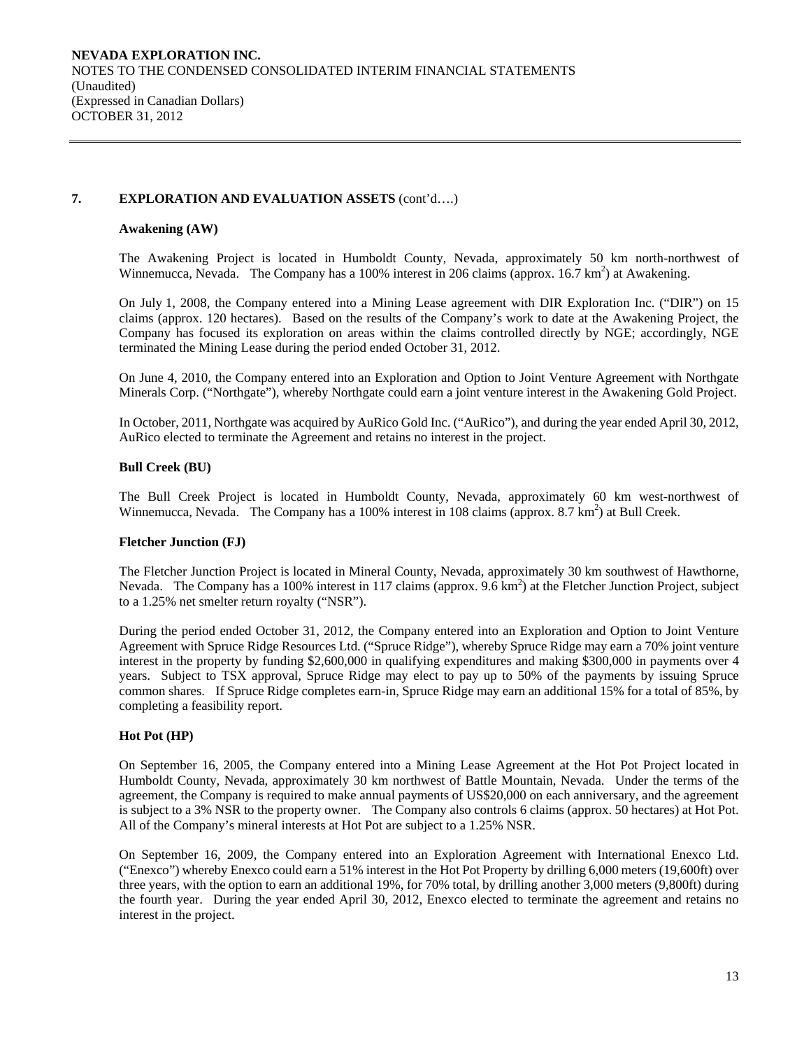## 7. EXPLORATION AND EVALUATION ASSETS (cont'd….)

### Awakening (AW)

The Awakening Project is located in Humboldt County, Nevada, approximately 50 km north-northwest of Winnemucca, Nevada. The Company has a 100% interest in 206 claims (approx. 16.7 $km^2$) at Awakening.

On July 1, 2008, the Company entered into a Mining Lease agreement with DIR Exploration Inc. ("DIR") on 15 claims (approx. 120 hectares). Based on the results of the Company's work to date at the Awakening Project, the Company has focused its exploration on areas within the claims controlled directly by NGE; accordingly, NGE terminated the Mining Lease during the period ended October 31, 2012.

On June 4, 2010, the Company entered into an Exploration and Option to Joint Venture Agreement with Northgate Minerals Corp. ("Northgate"), whereby Northgate could earn a joint venture interest in the Awakening Gold Project.

In October, 2011, Northgate was acquired by AuRico Gold Inc. ("AuRico"), and during the year ended April 30, 2012, AuRico elected to terminate the Agreement and retains no interest in the project.

### Bull Creek (BU)

The Bull Creek Project is located in Humboldt County, Nevada, approximately 60 km west-northwest of Winnemucca, Nevada. The Company has a 100% interest in 108 claims (approx. 8.7 $km^2$) at Bull Creek.

### Fletcher Junction (FJ)

The Fletcher Junction Project is located in Mineral County, Nevada, approximately 30 km southwest of Hawthorne, Nevada. The Company has a 100% interest in 117 claims (approx. 9.6 $km^2$) at the Fletcher Junction Project, subject to a 1.25% net smelter return royalty ("NSR").

During the period ended October 31, 2012, the Company entered into an Exploration and Option to Joint Venture Agreement with Spruce Ridge Resources Ltd. ("Spruce Ridge"), whereby Spruce Ridge may earn a 70% joint venture interest in the property by funding $2,600,000 in qualifying expenditures and making $300,000 in payments over 4 years. Subject to TSX approval, Spruce Ridge may elect to pay up to 50% of the payments by issuing Spruce common shares. If Spruce Ridge completes earn-in, Spruce Ridge may earn an additional 15% for a total of 85%, by completing a feasibility report.

### Hot Pot (HP)

On September 16, 2005, the Company entered into a Mining Lease Agreement at the Hot Pot Project located in Humboldt County, Nevada, approximately 30 km northwest of Battle Mountain, Nevada. Under the terms of the agreement, the Company is required to make annual payments of US$20,000 on each anniversary, and the agreement is subject to a 3% NSR to the property owner. The Company also controls 6 claims (approx. 50 hectares) at Hot Pot. All of the Company's mineral interests at Hot Pot are subject to a 1.25% NSR.

On September 16, 2009, the Company entered into an Exploration Agreement with International Enexco Ltd. ("Enexco") whereby Enexco could earn a 51% interest in the Hot Pot Property by drilling 6,000 meters (19,600ft) over three years, with the option to earn an additional 19%, for 70% total, by drilling another 3,000 meters (9,800ft) during the fourth year. During the year ended April 30, 2012, Enexco elected to terminate the agreement and retains no interest in the project.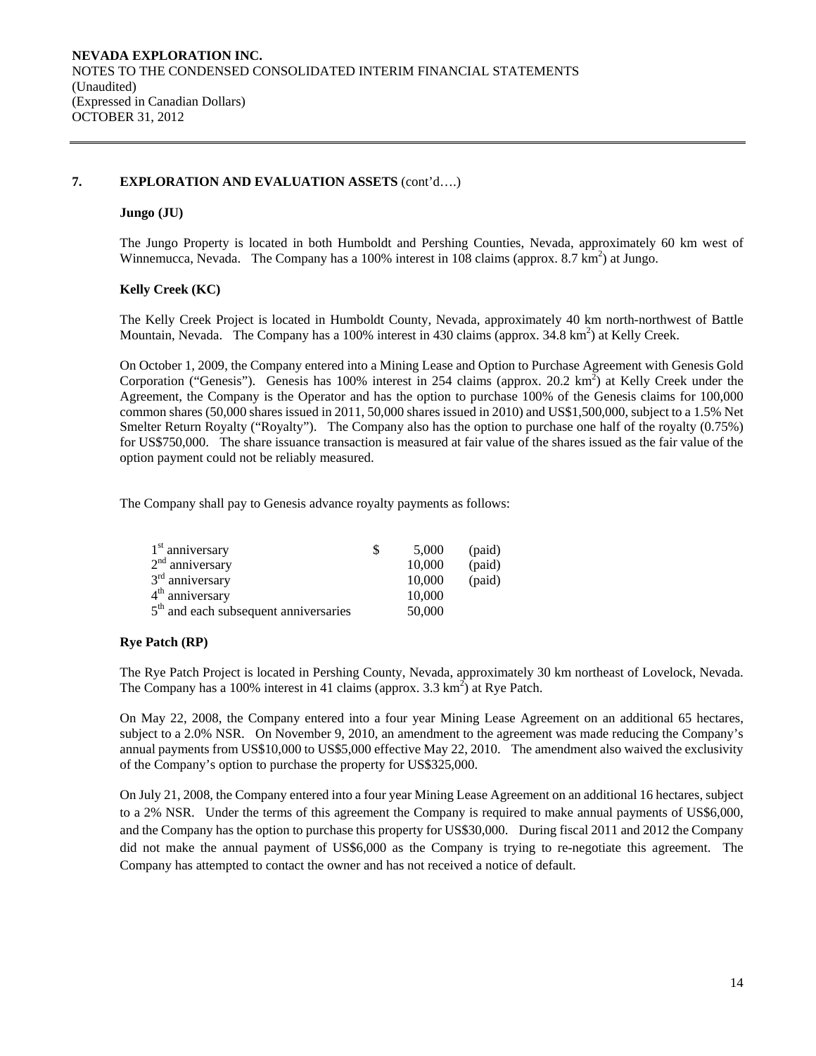## 7. EXPLORATION AND EVALUATION ASSETS (cont'd….)

### Jungo (JU)

The Jungo Property is located in both Humboldt and Pershing Counties, Nevada, approximately 60 km west of Winnemucca, Nevada. The Company has a 100% interest in 108 claims (approx. 8.7 $km^2$) at Jungo.

### Kelly Creek (KC)

The Kelly Creek Project is located in Humboldt County, Nevada, approximately 40 km north-northwest of Battle Mountain, Nevada. The Company has a 100% interest in 430 claims (approx. 34.8 $km^2$) at Kelly Creek.

On October 1, 2009, the Company entered into a Mining Lease and Option to Purchase Agreement with Genesis Gold Corporation ("Genesis"). Genesis has 100% interest in 254 claims (approx. 20.2 $km^2$) at Kelly Creek under the Agreement, the Company is the Operator and has the option to purchase 100% of the Genesis claims for 100,000 common shares (50,000 shares issued in 2011, 50,000 shares issued in 2010) and US$1,500,000, subject to a 1.5% Net Smelter Return Royalty ("Royalty"). The Company also has the option to purchase one half of the royalty (0.75%) for US$750,000. The share issuance transaction is measured at fair value of the shares issued as the fair value of the option payment could not be reliably measured.

The Company shall pay to Genesis advance royalty payments as follows:

| | | | |
|---|---|---|---|
| 1st anniversary | $ | 5,000 | (paid) |
| 2nd anniversary | | 10,000 | (paid) |
| 3rd anniversary | | 10,000 | (paid) |
| 4th anniversary | | 10,000 | |
| 5th and each subsequent anniversaries | | 50,000 | |

### Rye Patch (RP)

The Rye Patch Project is located in Pershing County, Nevada, approximately 30 km northeast of Lovelock, Nevada. The Company has a 100% interest in 41 claims (approx. 3.3 $km^2$) at Rye Patch.

On May 22, 2008, the Company entered into a four year Mining Lease Agreement on an additional 65 hectares, subject to a 2.0% NSR. On November 9, 2010, an amendment to the agreement was made reducing the Company's annual payments from US$10,000 to US$5,000 effective May 22, 2010. The amendment also waived the exclusivity of the Company's option to purchase the property for US$325,000.

On July 21, 2008, the Company entered into a four year Mining Lease Agreement on an additional 16 hectares, subject to a 2% NSR. Under the terms of this agreement the Company is required to make annual payments of US$6,000, and the Company has the option to purchase this property for US$30,000. During fiscal 2011 and 2012 the Company did not make the annual payment of US$6,000 as the Company is trying to re-negotiate this agreement. The Company has attempted to contact the owner and has not received a notice of default.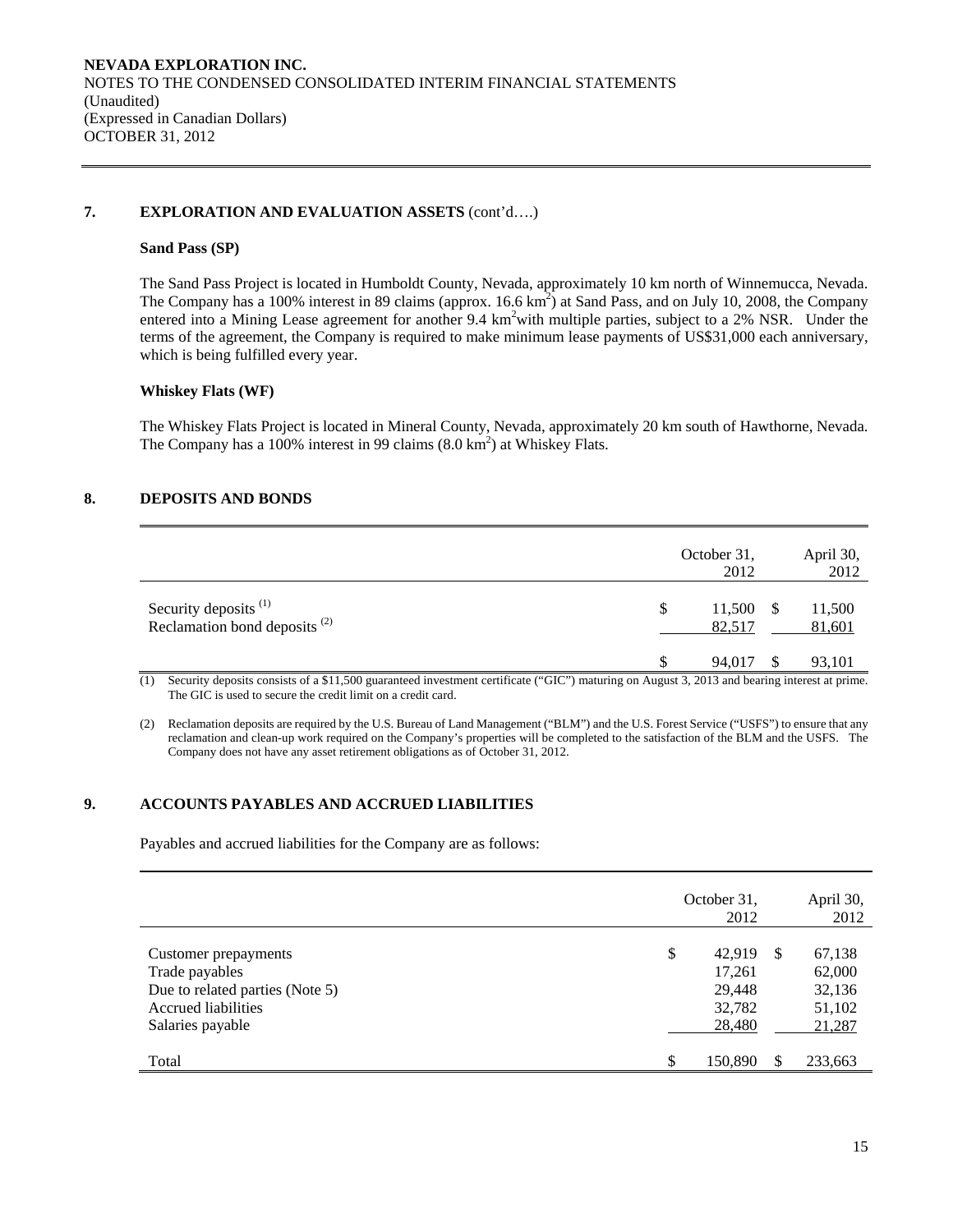## 7. EXPLORATION AND EVALUATION ASSETS (cont'd….)

### Sand Pass (SP)

The Sand Pass Project is located in Humboldt County, Nevada, approximately 10 km north of Winnemucca, Nevada. The Company has a 100% interest in 89 claims (approx. 16.6 km$^2$) at Sand Pass, and on July 10, 2008, the Company entered into a Mining Lease agreement for another 9.4 km$^2$with multiple parties, subject to a 2% NSR. Under the terms of the agreement, the Company is required to make minimum lease payments of US$31,000 each anniversary, which is being fulfilled every year.

### Whiskey Flats (WF)

The Whiskey Flats Project is located in Mineral County, Nevada, approximately 20 km south of Hawthorne, Nevada. The Company has a 100% interest in 99 claims (8.0 km$^2$) at Whiskey Flats.

## 8. DEPOSITS AND BONDS

| | October 31, 2012 | April 30, 2012 |
|---|---|---|
| Security deposits [(1)] | $ 11,500 | $ 11,500 |
| Reclamation bond deposits [(2)] | 82,517 | 81,601 |
| | $ 94,017 | $ 93,101 |

(1) Security deposits consists of a $11,500 guaranteed investment certificate ("GIC") maturing on August 3, 2013 and bearing interest at prime. The GIC is used to secure the credit limit on a credit card.

(2) Reclamation deposits are required by the U.S. Bureau of Land Management ("BLM") and the U.S. Forest Service ("USFS") to ensure that any reclamation and clean-up work required on the Company's properties will be completed to the satisfaction of the BLM and the USFS. The Company does not have any asset retirement obligations as of October 31, 2012.

## 9. ACCOUNTS PAYABLES AND ACCRUED LIABILITIES

Payables and accrued liabilities for the Company are as follows:

| | October 31, 2012 | April 30, 2012 |
|---|---|---|
| Customer prepayments | $ 42,919 | $ 67,138 |
| Trade payables | 17,261 | 62,000 |
| Due to related parties (Note 5) | 29,448 | 32,136 |
| Accrued liabilities | 32,782 | 51,102 |
| Salaries payable | 28,480 | 21,287 |
| Total | $ 150,890 | $ 233,663 |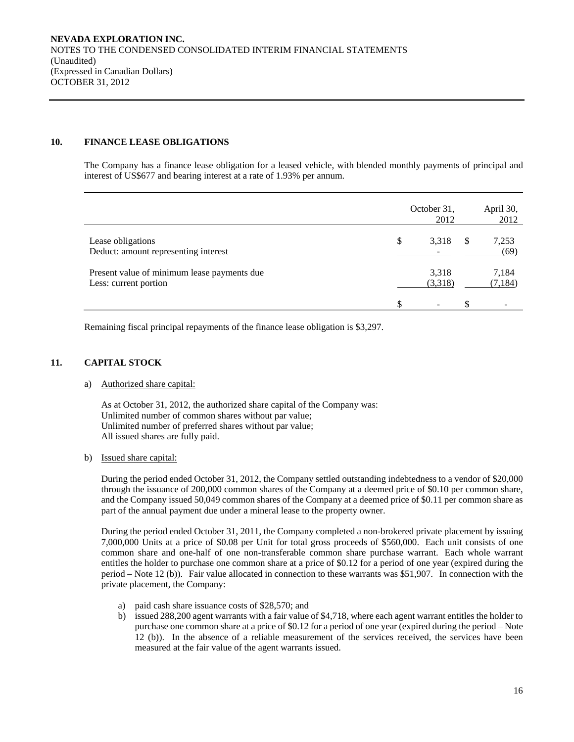## 10. FINANCE LEASE OBLIGATIONS

The Company has a finance lease obligation for a leased vehicle, with blended monthly payments of principal and interest of US$677 and bearing interest at a rate of 1.93% per annum.

| | October 31, 2012 | April 30, 2012 |
|---|---|---|
| Lease obligations | $ 3,318 | $ 7,253 |
| Deduct: amount representing interest | - | (69) |
| Present value of minimum lease payments due | 3,318 | 7,184 |
| Less: current portion | (3,318) | (7,184) |
| | $ - | $ - |

Remaining fiscal principal repayments of the finance lease obligation is $3,297.

## 11. CAPITAL STOCK

a) Authorized share capital:

As at October 31, 2012, the authorized share capital of the Company was:
Unlimited number of common shares without par value;
Unlimited number of preferred shares without par value;
All issued shares are fully paid.

b) Issued share capital:

During the period ended October 31, 2012, the Company settled outstanding indebtedness to a vendor of $20,000 through the issuance of 200,000 common shares of the Company at a deemed price of $0.10 per common share, and the Company issued 50,049 common shares of the Company at a deemed price of $0.11 per common share as part of the annual payment due under a mineral lease to the property owner.

During the period ended October 31, 2011, the Company completed a non-brokered private placement by issuing 7,000,000 Units at a price of $0.08 per Unit for total gross proceeds of $560,000. Each unit consists of one common share and one-half of one non-transferable common share purchase warrant. Each whole warrant entitles the holder to purchase one common share at a price of $0.12 for a period of one year (expired during the period – Note 12 (b)). Fair value allocated in connection to these warrants was $51,907. In connection with the private placement, the Company:

a) paid cash share issuance costs of $28,570; and
b) issued 288,200 agent warrants with a fair value of $4,718, where each agent warrant entitles the holder to purchase one common share at a price of $0.12 for a period of one year (expired during the period – Note 12 (b)). In the absence of a reliable measurement of the services received, the services have been measured at the fair value of the agent warrants issued.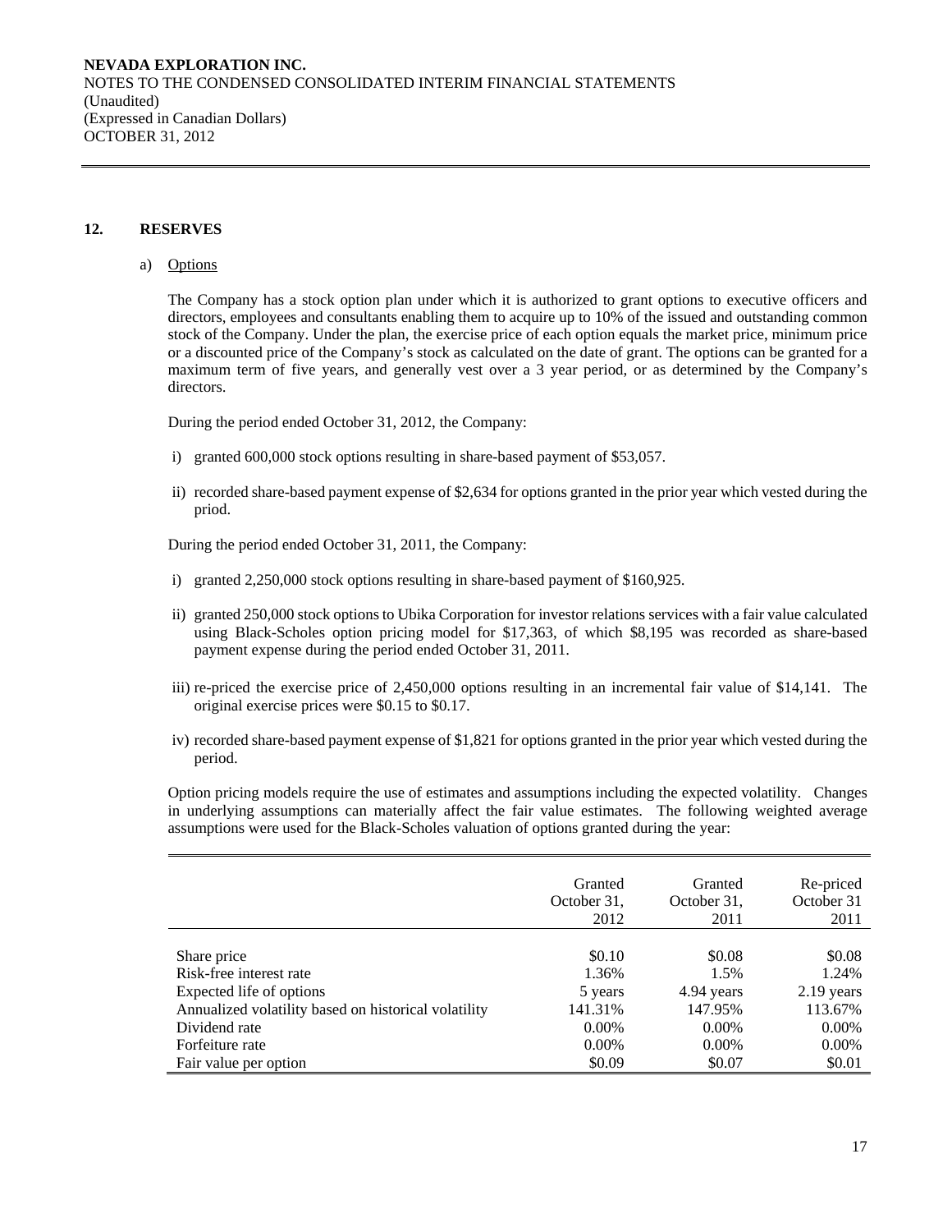## 12. RESERVES

a) Options

The Company has a stock option plan under which it is authorized to grant options to executive officers and directors, employees and consultants enabling them to acquire up to 10% of the issued and outstanding common stock of the Company. Under the plan, the exercise price of each option equals the market price, minimum price or a discounted price of the Company's stock as calculated on the date of grant. The options can be granted for a maximum term of five years, and generally vest over a 3 year period, or as determined by the Company's directors.

During the period ended October 31, 2012, the Company:

i) granted 600,000 stock options resulting in share-based payment of $53,057.

ii) recorded share-based payment expense of $2,634 for options granted in the prior year which vested during the priod.

During the period ended October 31, 2011, the Company:

i) granted 2,250,000 stock options resulting in share-based payment of $160,925.

ii) granted 250,000 stock options to Ubika Corporation for investor relations services with a fair value calculated using Black-Scholes option pricing model for $17,363, of which $8,195 was recorded as share-based payment expense during the period ended October 31, 2011.

iii) re-priced the exercise price of 2,450,000 options resulting in an incremental fair value of $14,141. The original exercise prices were $0.15 to $0.17.

iv) recorded share-based payment expense of $1,821 for options granted in the prior year which vested during the period.

Option pricing models require the use of estimates and assumptions including the expected volatility. Changes in underlying assumptions can materially affect the fair value estimates. The following weighted average assumptions were used for the Black-Scholes valuation of options granted during the year:

| | Granted October 31, 2012 | Granted October 31, 2011 | Re-priced October 31 2011 |
|---|---|---|---|
| Share price | $0.10 | $0.08 | $0.08 |
| Risk-free interest rate | 1.36% | 1.5% | 1.24% |
| Expected life of options | 5 years | 4.94 years | 2.19 years |
| Annualized volatility based on historical volatility | 141.31% | 147.95% | 113.67% |
| Dividend rate | 0.00% | 0.00% | 0.00% |
| Forfeiture rate | 0.00% | 0.00% | 0.00% |
| Fair value per option | $0.09 | $0.07 | $0.01 |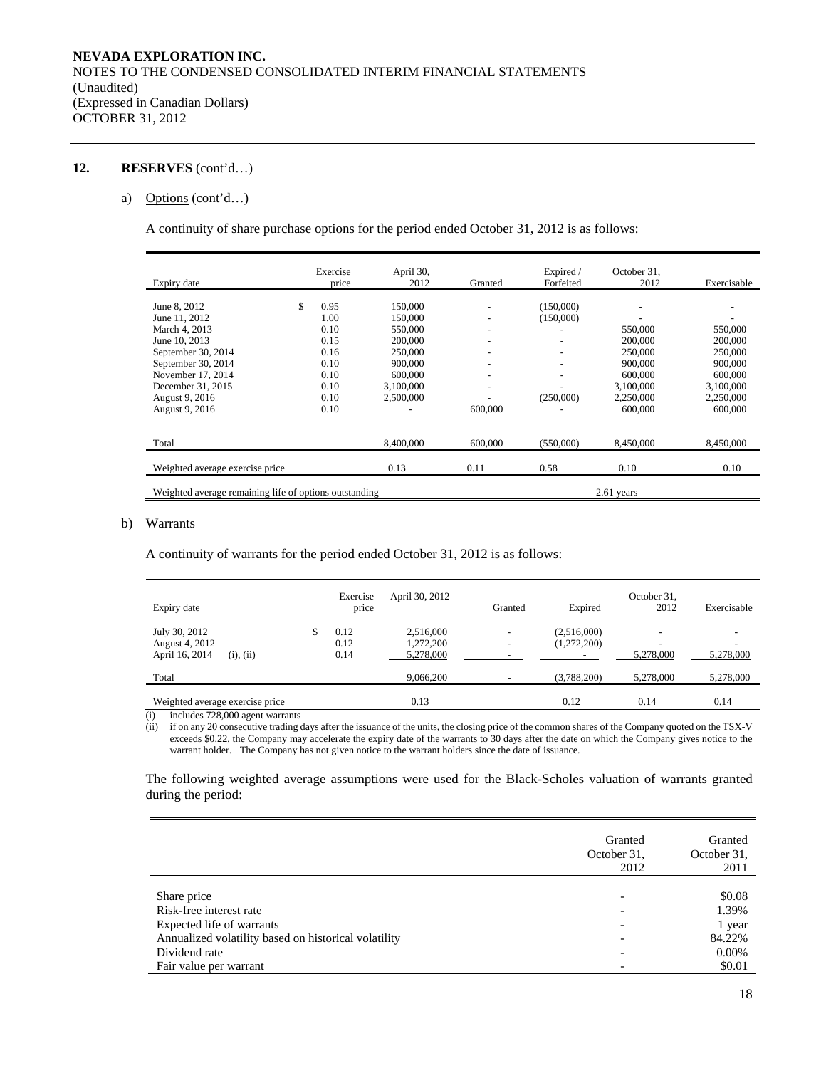**NEVADA EXPLORATION INC.**
NOTES TO THE CONDENSED CONSOLIDATED INTERIM FINANCIAL STATEMENTS
(Unaudited)
(Expressed in Canadian Dollars)
OCTOBER 31, 2012

## 12. RESERVES (cont'd…)

a) Options (cont'd…)

A continuity of share purchase options for the period ended October 31, 2012 is as follows:

| Expiry date | Exercise price | April 30, 2012 | Granted | Expired / Forfeited | October 31, 2012 | Exercisable |
|---|---|---|---|---|---|---|
| June 8, 2012 | $ 0.95 | 150,000 | - | (150,000) | - | - |
| June 11, 2012 | 1.00 | 150,000 | - | (150,000) | - | - |
| March 4, 2013 | 0.10 | 550,000 | - | - | 550,000 | 550,000 |
| June 10, 2013 | 0.15 | 200,000 | - | - | 200,000 | 200,000 |
| September 30, 2014 | 0.16 | 250,000 | - | - | 250,000 | 250,000 |
| September 30, 2014 | 0.10 | 900,000 | - | - | 900,000 | 900,000 |
| November 17, 2014 | 0.10 | 600,000 | - | - | 600,000 | 600,000 |
| December 31, 2015 | 0.10 | 3,100,000 | - | - | 3,100,000 | 3,100,000 |
| August 9, 2016 | 0.10 | 2,500,000 | - | (250,000) | 2,250,000 | 2,250,000 |
| August 9, 2016 | 0.10 | - | 600,000 | - | 600,000 | 600,000 |
| Total | | 8,400,000 | 600,000 | (550,000) | 8,450,000 | 8,450,000 |
| Weighted average exercise price | | 0.13 | 0.11 | 0.58 | 0.10 | 0.10 |
| Weighted average remaining life of options outstanding | | | | | 2.61 years | |

b) Warrants

A continuity of warrants for the period ended October 31, 2012 is as follows:

| Expiry date | Exercise price | April 30, 2012 | Granted | Expired | October 31, 2012 | Exercisable |
|---|---|---|---|---|---|---|
| July 30, 2012 | $ 0.12 | 2,516,000 | - | (2,516,000) | - | - |
| August 4, 2012 | 0.12 | 1,272,200 | - | (1,272,200) | - | - |
| April 16, 2014 (i), (ii) | 0.14 | 5,278,000 | - | - | 5,278,000 | 5,278,000 |
| Total | | 9,066,200 | - | (3,788,200) | 5,278,000 | 5,278,000 |
| Weighted average exercise price | | 0.13 | | 0.12 | 0.14 | 0.14 |

(i) includes 728,000 agent warrants
(ii) if on any 20 consecutive trading days after the issuance of the units, the closing price of the common shares of the Company quoted on the TSX-V exceeds $0.22, the Company may accelerate the expiry date of the warrants to 30 days after the date on which the Company gives notice to the warrant holder. The Company has not given notice to the warrant holders since the date of issuance.

The following weighted average assumptions were used for the Black-Scholes valuation of warrants granted during the period:

| | Granted October 31, 2012 | Granted October 31, 2011 |
|---|---|---|
| Share price | - | $0.08 |
| Risk-free interest rate | - | 1.39% |
| Expected life of warrants | - | 1 year |
| Annualized volatility based on historical volatility | - | 84.22% |
| Dividend rate | - | 0.00% |
| Fair value per warrant | - | $0.01 |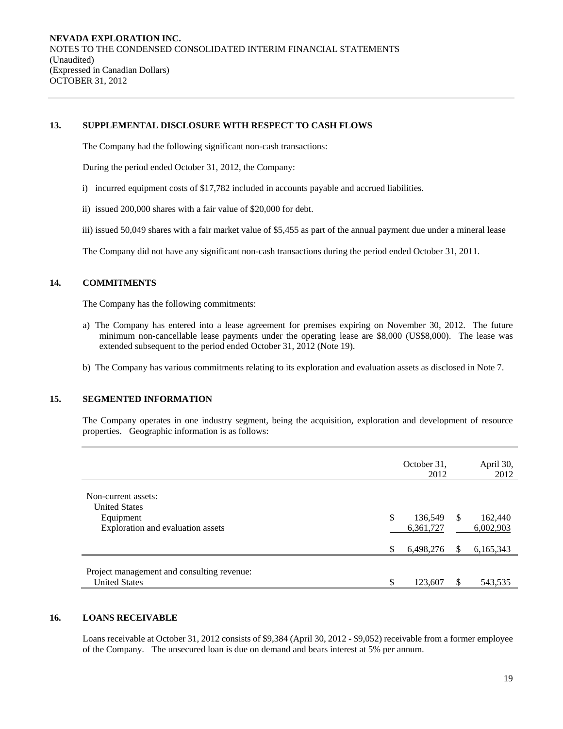NEVADA EXPLORATION INC.
NOTES TO THE CONDENSED CONSOLIDATED INTERIM FINANCIAL STATEMENTS
(Unaudited)
(Expressed in Canadian Dollars)
OCTOBER 31, 2012

## 13. SUPPLEMENTAL DISCLOSURE WITH RESPECT TO CASH FLOWS

The Company had the following significant non-cash transactions:

During the period ended October 31, 2012, the Company:

i) incurred equipment costs of $17,782 included in accounts payable and accrued liabilities.

ii) issued 200,000 shares with a fair value of $20,000 for debt.

iii) issued 50,049 shares with a fair market value of $5,455 as part of the annual payment due under a mineral lease

The Company did not have any significant non-cash transactions during the period ended October 31, 2011.

## 14. COMMITMENTS

The Company has the following commitments:

a) The Company has entered into a lease agreement for premises expiring on November 30, 2012. The future minimum non-cancellable lease payments under the operating lease are $8,000 (US$8,000). The lease was extended subsequent to the period ended October 31, 2012 (Note 19).

b) The Company has various commitments relating to its exploration and evaluation assets as disclosed in Note 7.

## 15. SEGMENTED INFORMATION

The Company operates in one industry segment, being the acquisition, exploration and development of resource properties. Geographic information is as follows:

| | October 31, 2012 | April 30, 2012 |
|---|---|---|
| Non-current assets: | | |
| United States | | |
| Equipment | $ 136,549 | $ 162,440 |
| Exploration and evaluation assets | 6,361,727 | 6,002,903 |
| | $ 6,498,276 | $ 6,165,343 |
| Project management and consulting revenue: | | |
| United States | $ 123,607 | $ 543,535 |

## 16. LOANS RECEIVABLE

Loans receivable at October 31, 2012 consists of $9,384 (April 30, 2012 - $9,052) receivable from a former employee of the Company. The unsecured loan is due on demand and bears interest at 5% per annum.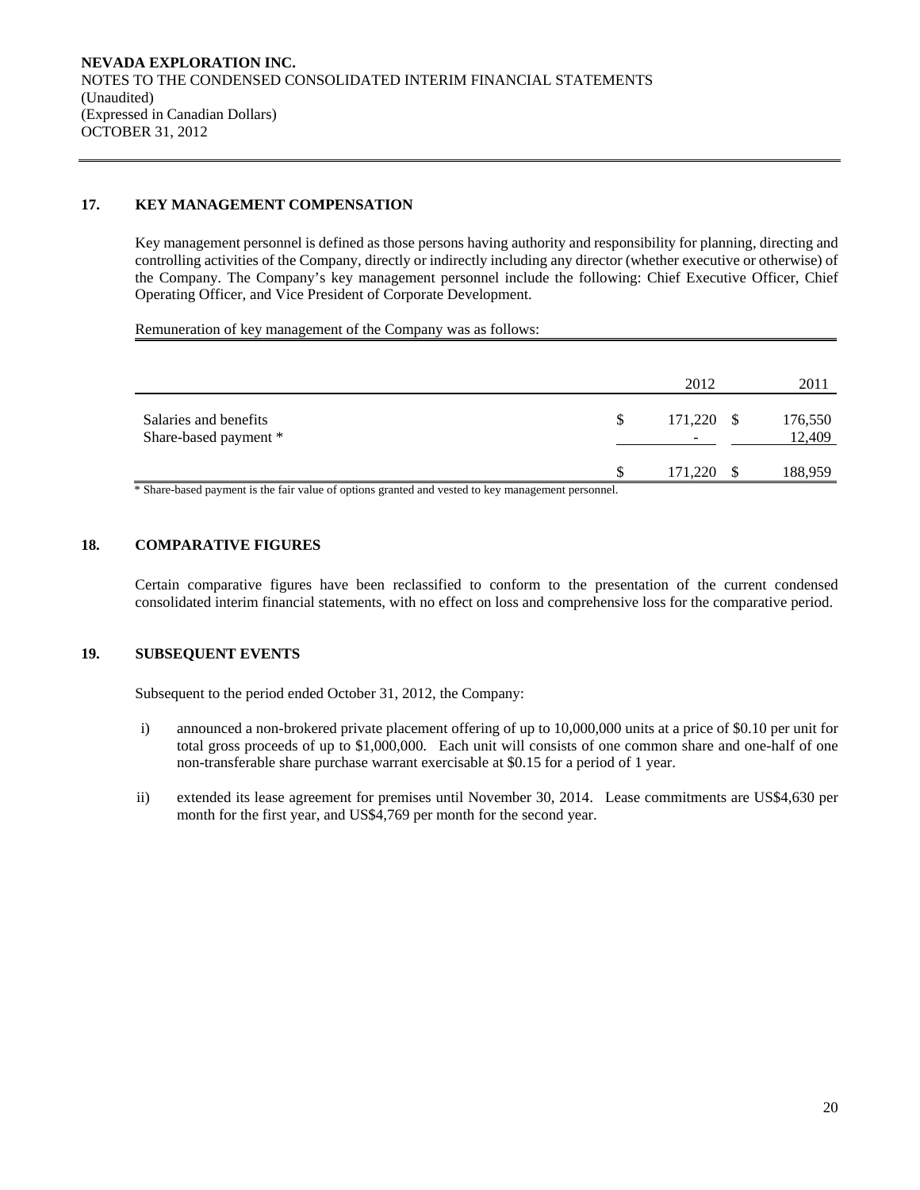NEVADA EXPLORATION INC.
NOTES TO THE CONDENSED CONSOLIDATED INTERIM FINANCIAL STATEMENTS
(Unaudited)
(Expressed in Canadian Dollars)
OCTOBER 31, 2012

## 17. KEY MANAGEMENT COMPENSATION

Key management personnel is defined as those persons having authority and responsibility for planning, directing and controlling activities of the Company, directly or indirectly including any director (whether executive or otherwise) of the Company. The Company's key management personnel include the following: Chief Executive Officer, Chief Operating Officer, and Vice President of Corporate Development.

Remuneration of key management of the Company was as follows:

| | 2012 | 2011 |
|---|---|---|
| Salaries and benefits | $ 171,220 | $ 176,550 |
| Share-based payment * | - | 12,409 |
| | $ 171,220 | $ 188,959 |

* Share-based payment is the fair value of options granted and vested to key management personnel.

## 18. COMPARATIVE FIGURES

Certain comparative figures have been reclassified to conform to the presentation of the current condensed consolidated interim financial statements, with no effect on loss and comprehensive loss for the comparative period.

## 19. SUBSEQUENT EVENTS

Subsequent to the period ended October 31, 2012, the Company:

i) announced a non-brokered private placement offering of up to 10,000,000 units at a price of $0.10 per unit for total gross proceeds of up to $1,000,000. Each unit will consists of one common share and one-half of one non-transferable share purchase warrant exercisable at $0.15 for a period of 1 year.

ii) extended its lease agreement for premises until November 30, 2014. Lease commitments are US$4,630 per month for the first year, and US$4,769 per month for the second year.